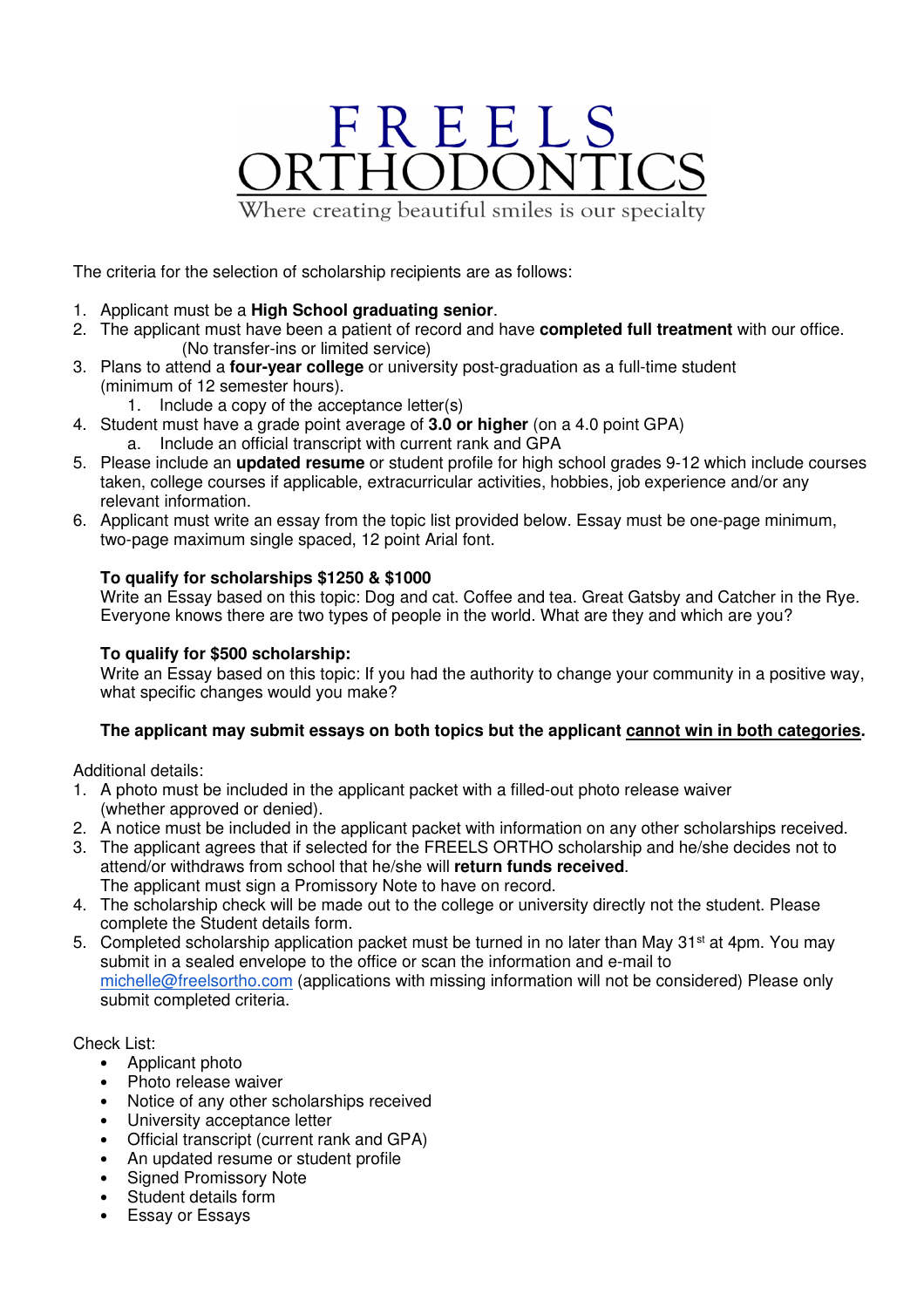# FREELS ORTHODONTICS

Where creating beautiful smiles is our specialty

The criteria for the selection of scholarship recipients are as follows:

1. Applicant must be a **High School graduating senior**.
2. The applicant must have been a patient of record and have **completed full treatment** with our office. (No transfer-ins or limited service)
3. Plans to attend a **four-year college** or university post-graduation as a full-time student (minimum of 12 semester hours).
   1. Include a copy of the acceptance letter(s)
4. Student must have a grade point average of **3.0 or higher** (on a 4.0 point GPA)
   a. Include an official transcript with current rank and GPA
5. Please include an **updated resume** or student profile for high school grades 9-12 which include courses taken, college courses if applicable, extracurricular activities, hobbies, job experience and/or any relevant information.
6. Applicant must write an essay from the topic list provided below. Essay must be one-page minimum, two-page maximum single spaced, 12 point Arial font.

**To qualify for scholarships $1250 & $1000**
Write an Essay based on this topic: Dog and cat. Coffee and tea. Great Gatsby and Catcher in the Rye. Everyone knows there are two types of people in the world. What are they and which are you?

**To qualify for $500 scholarship:**
Write an Essay based on this topic: If you had the authority to change your community in a positive way, what specific changes would you make?

**The applicant may submit essays on both topics but the applicant <u>cannot win in both categories</u>.**

Additional details:

1. A photo must be included in the applicant packet with a filled-out photo release waiver (whether approved or denied).
2. A notice must be included in the applicant packet with information on any other scholarships received.
3. The applicant agrees that if selected for the FREELS ORTHO scholarship and he/she decides not to attend/or withdraws from school that he/she will **return funds received**. The applicant must sign a Promissory Note to have on record.
4. The scholarship check will be made out to the college or university directly not the student. Please complete the Student details form.
5. Completed scholarship application packet must be turned in no later than May 31st at 4pm. You may submit in a sealed envelope to the office or scan the information and e-mail to michelle@freelsortho.com (applications with missing information will not be considered) Please only submit completed criteria.

Check List:

- Applicant photo
- Photo release waiver
- Notice of any other scholarships received
- University acceptance letter
- Official transcript (current rank and GPA)
- An updated resume or student profile
- Signed Promissory Note
- Student details form
- Essay or Essays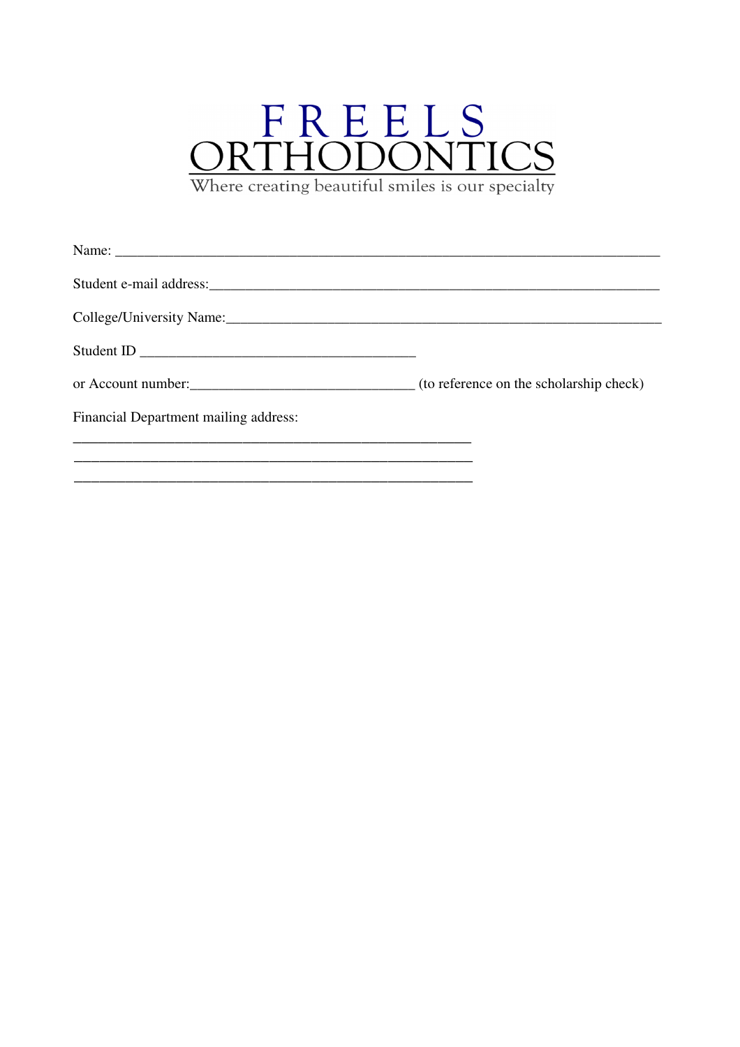# FREELS ORTHODONTICS

Where creating beautiful smiles is our specialty

Name: ___________________________________________________________________________

Student e-mail address:______________________________________________________________

College/University Name:_____________________________________________________________

Student ID _____________________________________

or Account number:______________________________ (to reference on the scholarship check)

Financial Department mailing address:

_______________________________________________________

_______________________________________________________

_______________________________________________________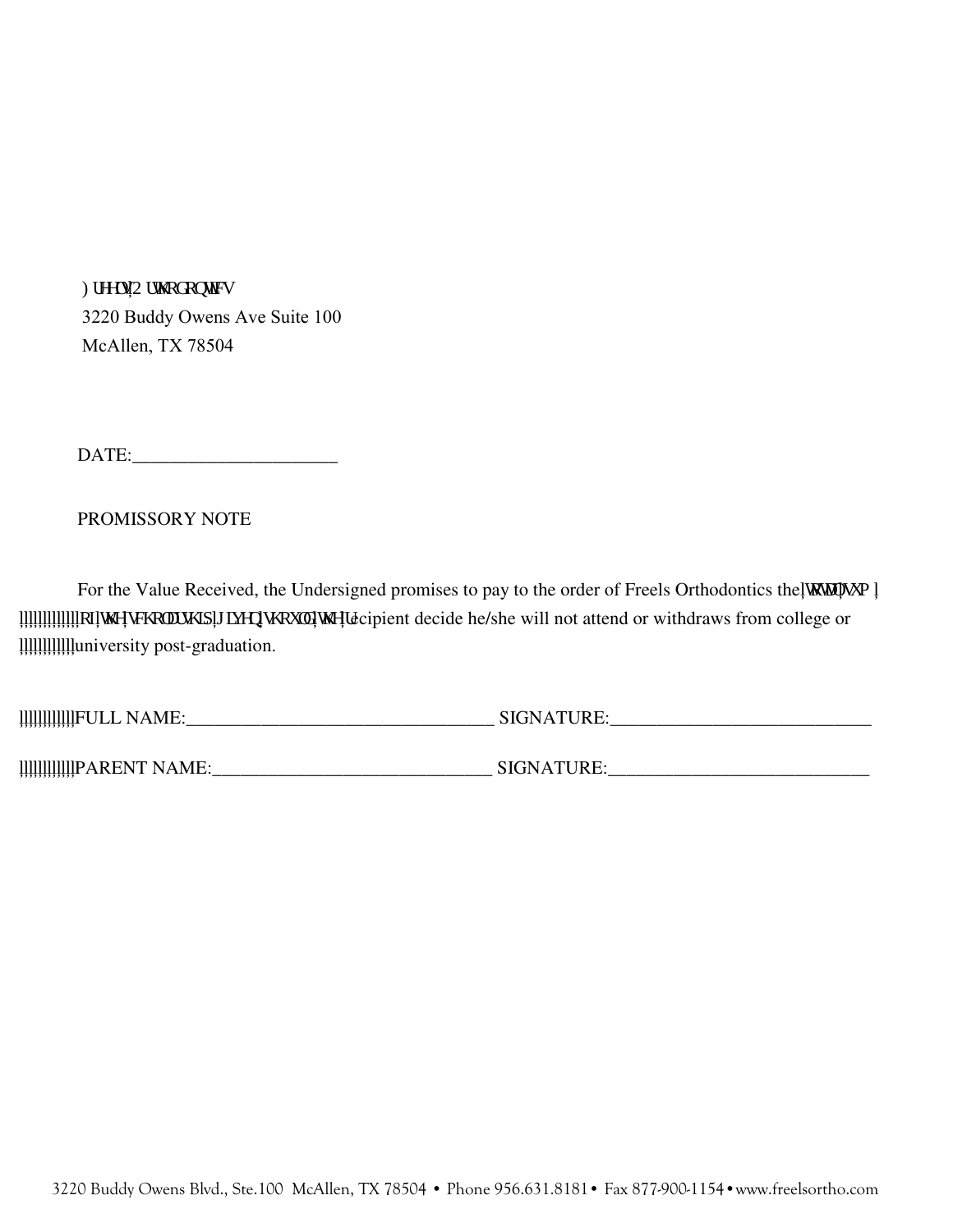Freels Orthodontics
3220 Buddy Owens Ave Suite 100
McAllen, TX 78504

DATE:______________________

PROMISSORY NOTE

For the Value Received, the Undersigned promises to pay to the order of Freels Orthodontics the total sum of the scholarship given should the recipient decide he/she will not attend or withdraws from college or university post-graduation.

FULL NAME:_________________________________ SIGNATURE:____________________________

PARENT NAME:______________________________ SIGNATURE:____________________________

3220 Buddy Owens Blvd., Ste.100 McAllen, TX 78504 • Phone 956.631.8181 • Fax 877-900-1154 • www.freelsortho.com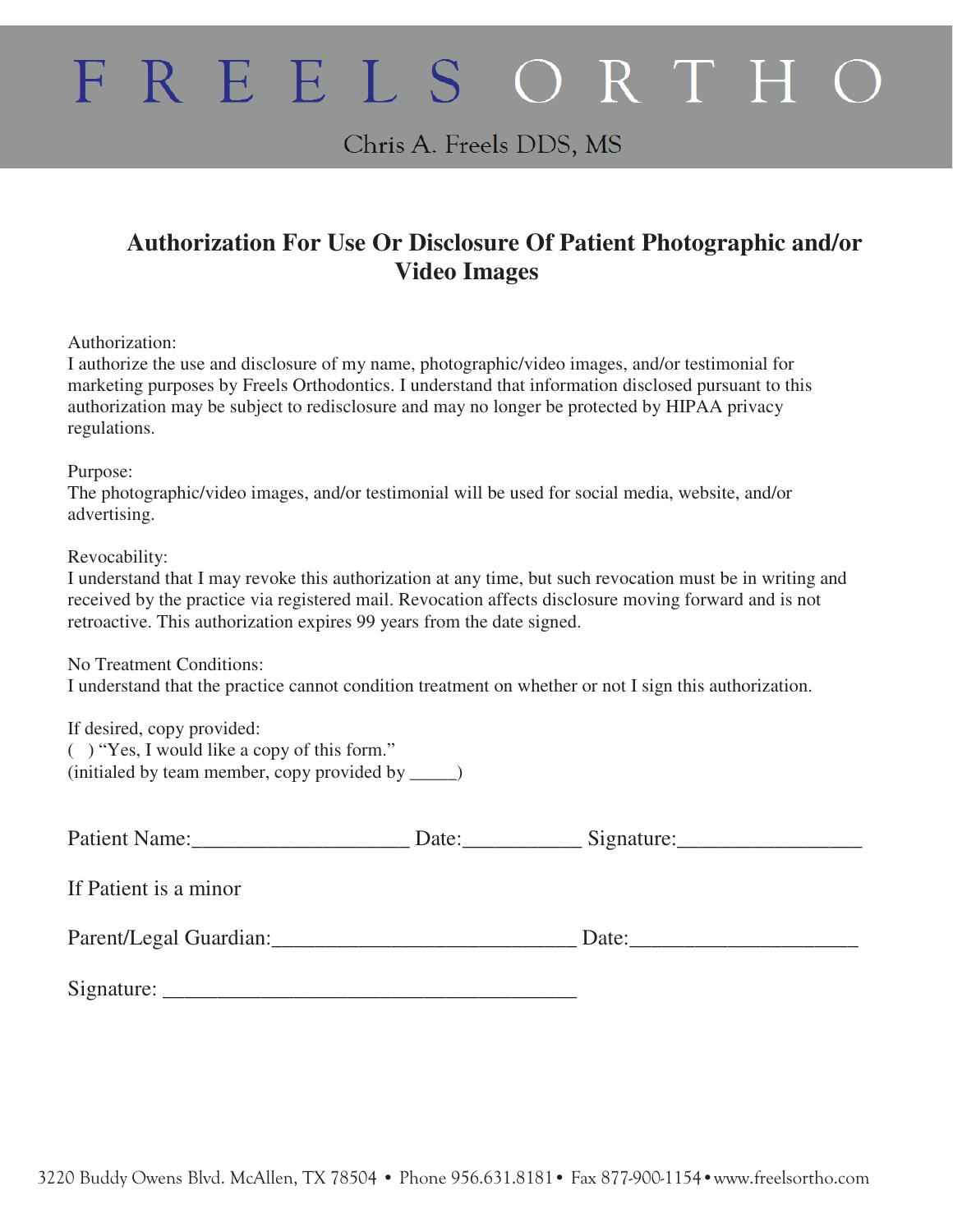# FREELS ORTHO

Chris A. Freels DDS, MS

## Authorization For Use Or Disclosure Of Patient Photographic and/or Video Images

Authorization:
I authorize the use and disclosure of my name, photographic/video images, and/or testimonial for marketing purposes by Freels Orthodontics. I understand that information disclosed pursuant to this authorization may be subject to redisclosure and may no longer be protected by HIPAA privacy regulations.

Purpose:
The photographic/video images, and/or testimonial will be used for social media, website, and/or advertising.

Revocability:
I understand that I may revoke this authorization at any time, but such revocation must be in writing and received by the practice via registered mail. Revocation affects disclosure moving forward and is not retroactive. This authorization expires 99 years from the date signed.

No Treatment Conditions:
I understand that the practice cannot condition treatment on whether or not I sign this authorization.

If desired, copy provided:
( ) "Yes, I would like a copy of this form."
(initialed by team member, copy provided by _____)

Patient Name:____________________ Date:___________ Signature:_________________

If Patient is a minor

Parent/Legal Guardian:_____________________________ Date:_____________________

Signature: _______________________________________

3220 Buddy Owens Blvd. McAllen, TX 78504 • Phone 956.631.8181 • Fax 877-900-1154 • www.freelsortho.com